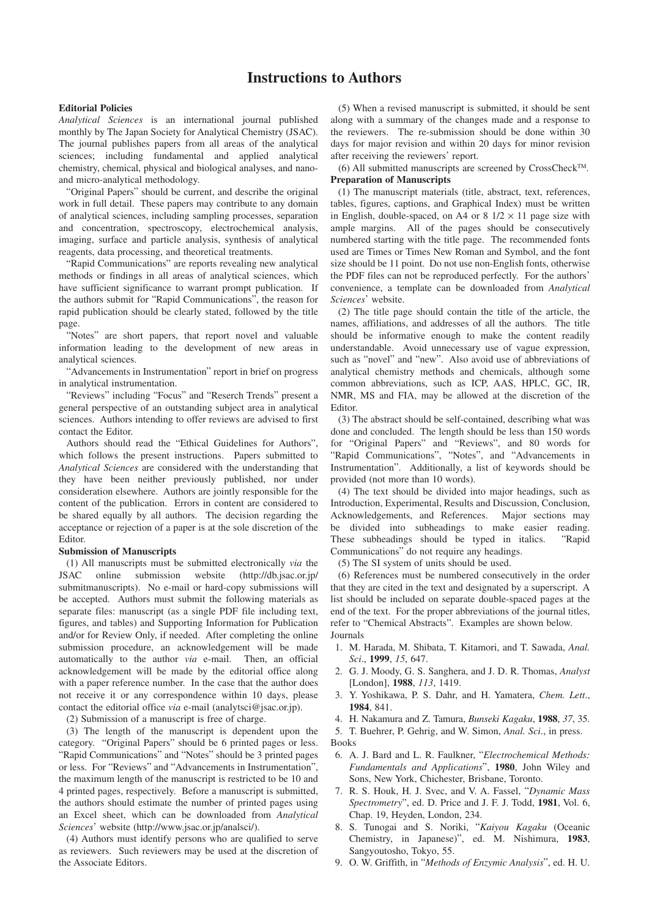# Instructions to Authors

**Editorial Policies**

*Analytical Sciences* is an international journal published monthly by The Japan Society for Analytical Chemistry (JSAC). The journal publishes papers from all areas of the analytical sciences; including fundamental and applied analytical chemistry, chemical, physical and biological analyses, and nano- and micro-analytical methodology.

"Original Papers" should be current, and describe the original work in full detail. These papers may contribute to any domain of analytical sciences, including sampling processes, separation and concentration, spectroscopy, electrochemical analysis, imaging, surface and particle analysis, synthesis of analytical reagents, data processing, and theoretical treatments.

"Rapid Communications" are reports revealing new analytical methods or findings in all areas of analytical sciences, which have sufficient significance to warrant prompt publication. If the authors submit for "Rapid Communications", the reason for rapid publication should be clearly stated, followed by the title page.

"Notes" are short papers, that report novel and valuable information leading to the development of new areas in analytical sciences.

"Advancements in Instrumentation" report in brief on progress in analytical instrumentation.

"Reviews" including "Focus" and "Reserch Trends" present a general perspective of an outstanding subject area in analytical sciences. Authors intending to offer reviews are advised to first contact the Editor.

Authors should read the "Ethical Guidelines for Authors", which follows the present instructions. Papers submitted to *Analytical Sciences* are considered with the understanding that they have been neither previously published, nor under consideration elsewhere. Authors are jointly responsible for the content of the publication. Errors in content are considered to be shared equally by all authors. The decision regarding the acceptance or rejection of a paper is at the sole discretion of the Editor.

**Submission of Manuscripts**

(1) All manuscripts must be submitted electronically *via* the JSAC online submission website (http://db.jsac.or.jp/submitmanuscripts). No e-mail or hard-copy submissions will be accepted. Authors must submit the following materials as separate files: manuscript (as a single PDF file including text, figures, and tables) and Supporting Information for Publication and/or for Review Only, if needed. After completing the online submission procedure, an acknowledgement will be made automatically to the author *via* e-mail. Then, an official acknowledgement will be made by the editorial office along with a paper reference number. In the case that the author does not receive it or any correspondence within 10 days, please contact the editorial office *via* e-mail (analytsci@jsac.or.jp).

(2) Submission of a manuscript is free of charge.

(3) The length of the manuscript is dependent upon the category. "Original Papers" should be 6 printed pages or less. "Rapid Communications" and "Notes" should be 3 printed pages or less. For "Reviews" and "Advancements in Instrumentation", the maximum length of the manuscript is restricted to be 10 and 4 printed pages, respectively. Before a manuscript is submitted, the authors should estimate the number of printed pages using an Excel sheet, which can be downloaded from *Analytical Sciences*' website (http://www.jsac.or.jp/analsci/).

(4) Authors must identify persons who are qualified to serve as reviewers. Such reviewers may be used at the discretion of the Associate Editors.

(5) When a revised manuscript is submitted, it should be sent along with a summary of the changes made and a response to the reviewers. The re-submission should be done within 30 days for major revision and within 20 days for minor revision after receiving the reviewers' report.

(6) All submitted manuscripts are screened by CrossCheck™.

**Preparation of Manuscripts**

(1) The manuscript materials (title, abstract, text, references, tables, figures, captions, and Graphical Index) must be written in English, double-spaced, on A4 or 8 1/2 × 11 page size with ample margins. All of the pages should be consecutively numbered starting with the title page. The recommended fonts used are Times or Times New Roman and Symbol, and the font size should be 11 point. Do not use non-English fonts, otherwise the PDF files can not be reproduced perfectly. For the authors' convenience, a template can be downloaded from *Analytical Sciences*' website.

(2) The title page should contain the title of the article, the names, affiliations, and addresses of all the authors. The title should be informative enough to make the content readily understandable. Avoid unnecessary use of vague expression, such as "novel" and "new". Also avoid use of abbreviations of analytical chemistry methods and chemicals, although some common abbreviations, such as ICP, AAS, HPLC, GC, IR, NMR, MS and FIA, may be allowed at the discretion of the Editor.

(3) The abstract should be self-contained, describing what was done and concluded. The length should be less than 150 words for "Original Papers" and "Reviews", and 80 words for "Rapid Communications", "Notes", and "Advancements in Instrumentation". Additionally, a list of keywords should be provided (not more than 10 words).

(4) The text should be divided into major headings, such as Introduction, Experimental, Results and Discussion, Conclusion, Acknowledgements, and References. Major sections may be divided into subheadings to make easier reading. These subheadings should be typed in italics. "Rapid Communications" do not require any headings.

(5) The SI system of units should be used.

(6) References must be numbered consecutively in the order that they are cited in the text and designated by a superscript. A list should be included on separate double-spaced pages at the end of the text. For the proper abbreviations of the journal titles, refer to "Chemical Abstracts". Examples are shown below.

Journals

1. M. Harada, M. Shibata, T. Kitamori, and T. Sawada, *Anal. Sci.*, **1999**, *15*, 647.
2. G. J. Moody, G. S. Sanghera, and J. D. R. Thomas, *Analyst* [London], **1988**, *113*, 1419.
3. Y. Yoshikawa, P. S. Dahr, and H. Yamatera, *Chem. Lett.*, **1984**, 841.
4. H. Nakamura and Z. Tamura, *Bunseki Kagaku*, **1988**, *37*, 35.
5. T. Buehrer, P. Gehrig, and W. Simon, *Anal. Sci.*, in press.

Books

6. A. J. Bard and L. R. Faulkner, "*Electrochemical Methods: Fundamentals and Applications*", **1980**, John Wiley and Sons, New York, Chichester, Brisbane, Toronto.
7. R. S. Houk, H. J. Svec, and V. A. Fassel, "*Dynamic Mass Spectrometry*", ed. D. Price and J. F. J. Todd, **1981**, Vol. 6, Chap. 19, Heyden, London, 234.
8. S. Tunogai and S. Noriki, "*Kaiyou Kagaku* (Oceanic Chemistry, in Japanese)", ed. M. Nishimura, **1983**, Sangyoutosho, Tokyo, 55.
9. O. W. Griffith, in "*Methods of Enzymic Analysis*", ed. H. U.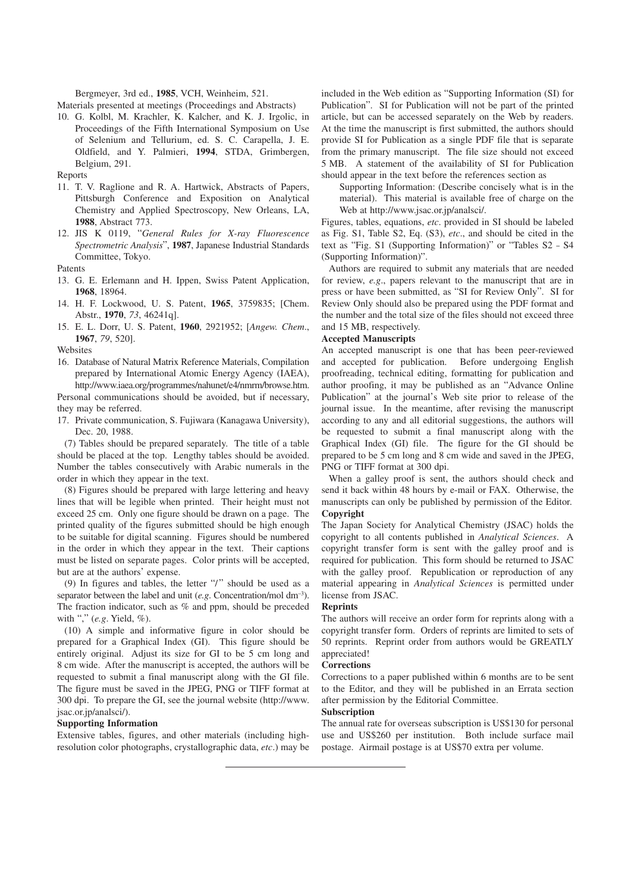Bergmeyer, 3rd ed., **1985**, VCH, Weinheim, 521.

Materials presented at meetings (Proceedings and Abstracts)

10. G. Kolbl, M. Krachler, K. Kalcher, and K. J. Irgolic, in Proceedings of the Fifth International Symposium on Use of Selenium and Tellurium, ed. S. C. Carapella, J. E. Oldfield, and Y. Palmieri, **1994**, STDA, Grimbergen, Belgium, 291.

Reports

11. T. V. Raglione and R. A. Hartwick, Abstracts of Papers, Pittsburgh Conference and Exposition on Analytical Chemistry and Applied Spectroscopy, New Orleans, LA, **1988**, Abstract 773.
12. JIS K 0119, "*General Rules for X-ray Fluorescence Spectrometric Analysis*", **1987**, Japanese Industrial Standards Committee, Tokyo.

Patents

13. G. E. Erlemann and H. Ippen, Swiss Patent Application, **1968**, 18964.
14. H. F. Lockwood, U. S. Patent, **1965**, 3759835; [Chem. Abstr., **1970**, *73*, 46241q].
15. E. L. Dorr, U. S. Patent, **1960**, 2921952; [*Angew. Chem*., **1967**, *79*, 520].

Websites

16. Database of Natural Matrix Reference Materials, Compilation prepared by International Atomic Energy Agency (IAEA), http://www.iaea.org/programmes/nahunet/e4/nmrm/browse.htm.

Personal communications should be avoided, but if necessary, they may be referred.

17. Private communication, S. Fujiwara (Kanagawa University), Dec. 20, 1988.

(7) Tables should be prepared separately. The title of a table should be placed at the top. Lengthy tables should be avoided. Number the tables consecutively with Arabic numerals in the order in which they appear in the text.

(8) Figures should be prepared with large lettering and heavy lines that will be legible when printed. Their height must not exceed 25 cm. Only one figure should be drawn on a page. The printed quality of the figures submitted should be high enough to be suitable for digital scanning. Figures should be numbered in the order in which they appear in the text. Their captions must be listed on separate pages. Color prints will be accepted, but are at the authors' expense.

(9) In figures and tables, the letter "/" should be used as a separator between the label and unit (*e.g*. Concentration/mol $dm^{-3}$). The fraction indicator, such as % and ppm, should be preceded with "," (*e.g*. Yield, %).

(10) A simple and informative figure in color should be prepared for a Graphical Index (GI). This figure should be entirely original. Adjust its size for GI to be 5 cm long and 8 cm wide. After the manuscript is accepted, the authors will be requested to submit a final manuscript along with the GI file. The figure must be saved in the JPEG, PNG or TIFF format at 300 dpi. To prepare the GI, see the journal website (http://www.jsac.or.jp/analsci/).

**Supporting Information**

Extensive tables, figures, and other materials (including high-resolution color photographs, crystallographic data, *etc*.) may be included in the Web edition as "Supporting Information (SI) for Publication". SI for Publication will not be part of the printed article, but can be accessed separately on the Web by readers. At the time the manuscript is first submitted, the authors should provide SI for Publication as a single PDF file that is separate from the primary manuscript. The file size should not exceed 5 MB. A statement of the availability of SI for Publication should appear in the text before the references section as

> Supporting Information: (Describe concisely what is in the material). This material is available free of charge on the Web at http://www.jsac.or.jp/analsci/.

Figures, tables, equations, *etc*. provided in SI should be labeled as Fig. S1, Table S2, Eq. (S3), *etc*., and should be cited in the text as "Fig. S1 (Supporting Information)" or "Tables S2 – S4 (Supporting Information)".

Authors are required to submit any materials that are needed for review, *e.g*., papers relevant to the manuscript that are in press or have been submitted, as "SI for Review Only". SI for Review Only should also be prepared using the PDF format and the number and the total size of the files should not exceed three and 15 MB, respectively.

**Accepted Manuscripts**

An accepted manuscript is one that has been peer-reviewed and accepted for publication. Before undergoing English proofreading, technical editing, formatting for publication and author proofing, it may be published as an "Advance Online Publication" at the journal's Web site prior to release of the journal issue. In the meantime, after revising the manuscript according to any and all editorial suggestions, the authors will be requested to submit a final manuscript along with the Graphical Index (GI) file. The figure for the GI should be prepared to be 5 cm long and 8 cm wide and saved in the JPEG, PNG or TIFF format at 300 dpi.

When a galley proof is sent, the authors should check and send it back within 48 hours by e-mail or FAX. Otherwise, the manuscripts can only be published by permission of the Editor.

**Copyright**

The Japan Society for Analytical Chemistry (JSAC) holds the copyright to all contents published in *Analytical Sciences*. A copyright transfer form is sent with the galley proof and is required for publication. This form should be returned to JSAC with the galley proof. Republication or reproduction of any material appearing in *Analytical Sciences* is permitted under license from JSAC.

**Reprints**

The authors will receive an order form for reprints along with a copyright transfer form. Orders of reprints are limited to sets of 50 reprints. Reprint order from authors would be GREATLY appreciated!

**Corrections**

Corrections to a paper published within 6 months are to be sent to the Editor, and they will be published in an Errata section after permission by the Editorial Committee.

**Subscription**

The annual rate for overseas subscription is US$130 for personal use and US$260 per institution. Both include surface mail postage. Airmail postage is at US$70 extra per volume.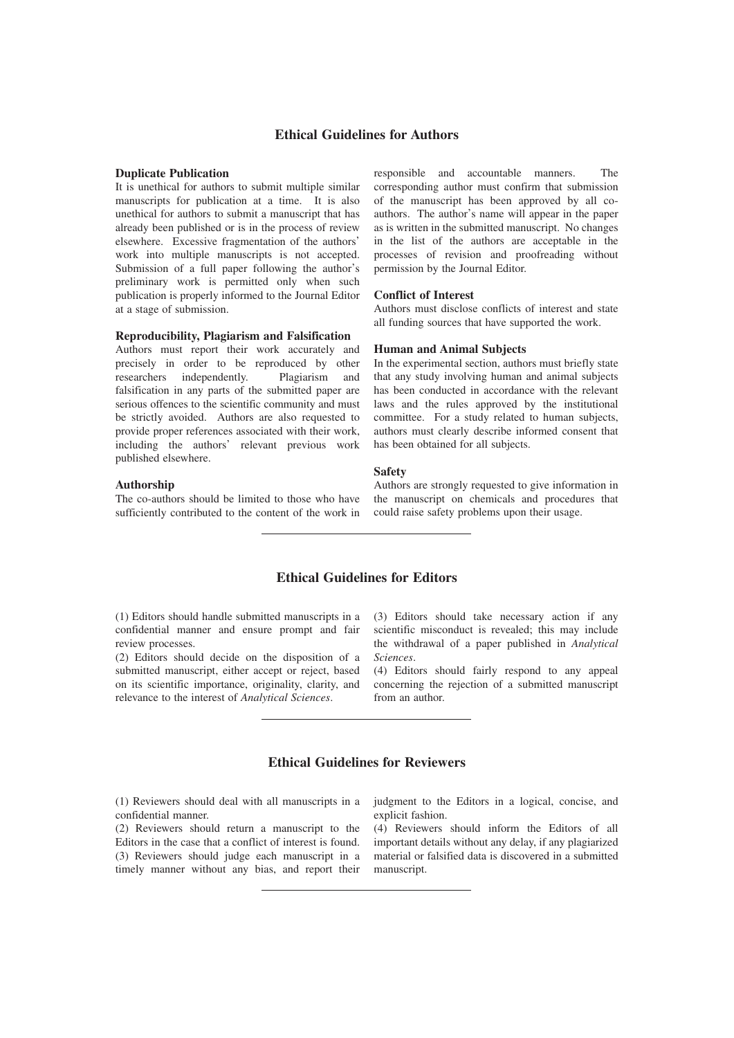## Ethical Guidelines for Authors

### Duplicate Publication

It is unethical for authors to submit multiple similar manuscripts for publication at a time. It is also unethical for authors to submit a manuscript that has already been published or is in the process of review elsewhere. Excessive fragmentation of the authors' work into multiple manuscripts is not accepted. Submission of a full paper following the author's preliminary work is permitted only when such publication is properly informed to the Journal Editor at a stage of submission.

### Reproducibility, Plagiarism and Falsification

Authors must report their work accurately and precisely in order to be reproduced by other researchers independently. Plagiarism and falsification in any parts of the submitted paper are serious offences to the scientific community and must be strictly avoided. Authors are also requested to provide proper references associated with their work, including the authors' relevant previous work published elsewhere.

### Authorship

The co-authors should be limited to those who have sufficiently contributed to the content of the work in responsible and accountable manners. The corresponding author must confirm that submission of the manuscript has been approved by all co-authors. The author's name will appear in the paper as is written in the submitted manuscript. No changes in the list of the authors are acceptable in the processes of revision and proofreading without permission by the Journal Editor.

### Conflict of Interest

Authors must disclose conflicts of interest and state all funding sources that have supported the work.

### Human and Animal Subjects

In the experimental section, authors must briefly state that any study involving human and animal subjects has been conducted in accordance with the relevant laws and the rules approved by the institutional committee. For a study related to human subjects, authors must clearly describe informed consent that has been obtained for all subjects.

### Safety

Authors are strongly requested to give information in the manuscript on chemicals and procedures that could raise safety problems upon their usage.

## Ethical Guidelines for Editors

(1) Editors should handle submitted manuscripts in a confidential manner and ensure prompt and fair review processes.

(2) Editors should decide on the disposition of a submitted manuscript, either accept or reject, based on its scientific importance, originality, clarity, and relevance to the interest of *Analytical Sciences*.

(3) Editors should take necessary action if any scientific misconduct is revealed; this may include the withdrawal of a paper published in *Analytical Sciences*.

(4) Editors should fairly respond to any appeal concerning the rejection of a submitted manuscript from an author.

## Ethical Guidelines for Reviewers

(1) Reviewers should deal with all manuscripts in a confidential manner.

(2) Reviewers should return a manuscript to the Editors in the case that a conflict of interest is found.

(3) Reviewers should judge each manuscript in a timely manner without any bias, and report their judgment to the Editors in a logical, concise, and explicit fashion.

(4) Reviewers should inform the Editors of all important details without any delay, if any plagiarized material or falsified data is discovered in a submitted manuscript.